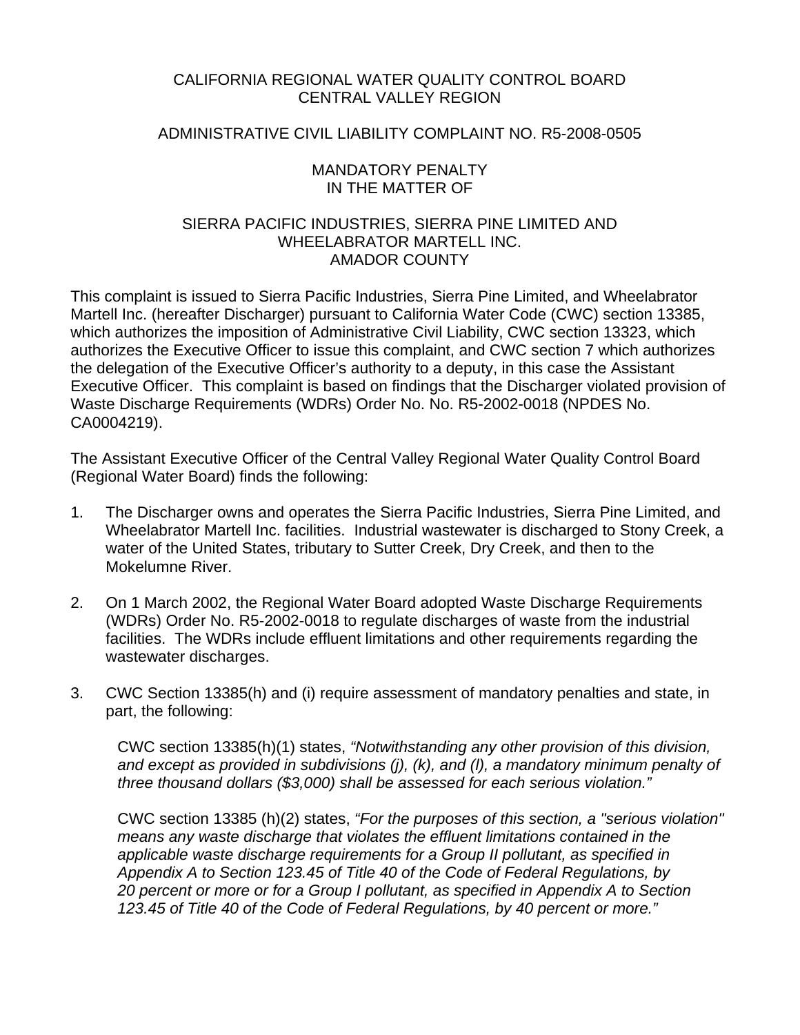CALIFORNIA REGIONAL WATER QUALITY CONTROL BOARD
CENTRAL VALLEY REGION

ADMINISTRATIVE CIVIL LIABILITY COMPLAINT NO. R5-2008-0505

MANDATORY PENALTY
IN THE MATTER OF

SIERRA PACIFIC INDUSTRIES, SIERRA PINE LIMITED AND
WHEELABRATOR MARTELL INC.
AMADOR COUNTY

This complaint is issued to Sierra Pacific Industries, Sierra Pine Limited, and Wheelabrator Martell Inc. (hereafter Discharger) pursuant to California Water Code (CWC) section 13385, which authorizes the imposition of Administrative Civil Liability, CWC section 13323, which authorizes the Executive Officer to issue this complaint, and CWC section 7 which authorizes the delegation of the Executive Officer's authority to a deputy, in this case the Assistant Executive Officer. This complaint is based on findings that the Discharger violated provision of Waste Discharge Requirements (WDRs) Order No. No. R5-2002-0018 (NPDES No. CA0004219).

The Assistant Executive Officer of the Central Valley Regional Water Quality Control Board (Regional Water Board) finds the following:

1. The Discharger owns and operates the Sierra Pacific Industries, Sierra Pine Limited, and Wheelabrator Martell Inc. facilities. Industrial wastewater is discharged to Stony Creek, a water of the United States, tributary to Sutter Creek, Dry Creek, and then to the Mokelumne River.

2. On 1 March 2002, the Regional Water Board adopted Waste Discharge Requirements (WDRs) Order No. R5-2002-0018 to regulate discharges of waste from the industrial facilities. The WDRs include effluent limitations and other requirements regarding the wastewater discharges.

3. CWC Section 13385(h) and (i) require assessment of mandatory penalties and state, in part, the following:

   CWC section 13385(h)(1) states, *"Notwithstanding any other provision of this division, and except as provided in subdivisions (j), (k), and (l), a mandatory minimum penalty of three thousand dollars ($3,000) shall be assessed for each serious violation."*

   CWC section 13385 (h)(2) states, *"For the purposes of this section, a "serious violation" means any waste discharge that violates the effluent limitations contained in the applicable waste discharge requirements for a Group II pollutant, as specified in Appendix A to Section 123.45 of Title 40 of the Code of Federal Regulations, by 20 percent or more or for a Group I pollutant, as specified in Appendix A to Section 123.45 of Title 40 of the Code of Federal Regulations, by 40 percent or more."*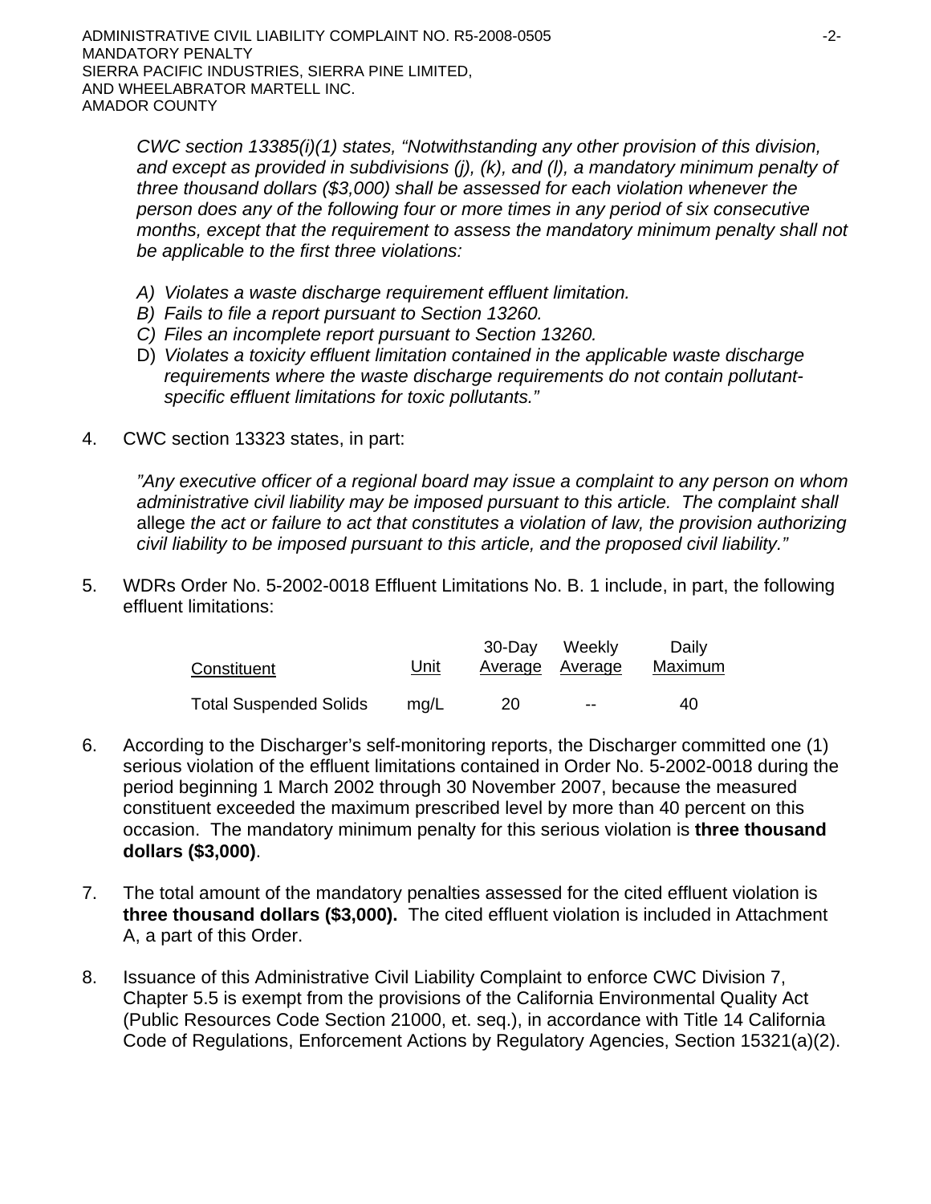*CWC section 13385(i)(1) states, "Notwithstanding any other provision of this division, and except as provided in subdivisions (j), (k), and (l), a mandatory minimum penalty of three thousand dollars ($3,000) shall be assessed for each violation whenever the person does any of the following four or more times in any period of six consecutive months, except that the requirement to assess the mandatory minimum penalty shall not be applicable to the first three violations:*

*A) Violates a waste discharge requirement effluent limitation.*
*B) Fails to file a report pursuant to Section 13260.*
*C) Files an incomplete report pursuant to Section 13260.*
D) *Violates a toxicity effluent limitation contained in the applicable waste discharge requirements where the waste discharge requirements do not contain pollutant-specific effluent limitations for toxic pollutants."*

4. CWC section 13323 states, in part:

   *"Any executive officer of a regional board may issue a complaint to any person on whom administrative civil liability may be imposed pursuant to this article. The complaint shall* allege *the act or failure to act that constitutes a violation of law, the provision authorizing civil liability to be imposed pursuant to this article, and the proposed civil liability."*

5. WDRs Order No. 5-2002-0018 Effluent Limitations No. B. 1 include, in part, the following effluent limitations:

| Constituent | Unit | 30-Day Average | Weekly Average | Daily Maximum |
|---|---|---|---|---|
| Total Suspended Solids | mg/L | 20 | -- | 40 |

6. According to the Discharger's self-monitoring reports, the Discharger committed one (1) serious violation of the effluent limitations contained in Order No. 5-2002-0018 during the period beginning 1 March 2002 through 30 November 2007, because the measured constituent exceeded the maximum prescribed level by more than 40 percent on this occasion. The mandatory minimum penalty for this serious violation is **three thousand dollars ($3,000)**.

7. The total amount of the mandatory penalties assessed for the cited effluent violation is **three thousand dollars ($3,000).** The cited effluent violation is included in Attachment A, a part of this Order.

8. Issuance of this Administrative Civil Liability Complaint to enforce CWC Division 7, Chapter 5.5 is exempt from the provisions of the California Environmental Quality Act (Public Resources Code Section 21000, et. seq.), in accordance with Title 14 California Code of Regulations, Enforcement Actions by Regulatory Agencies, Section 15321(a)(2).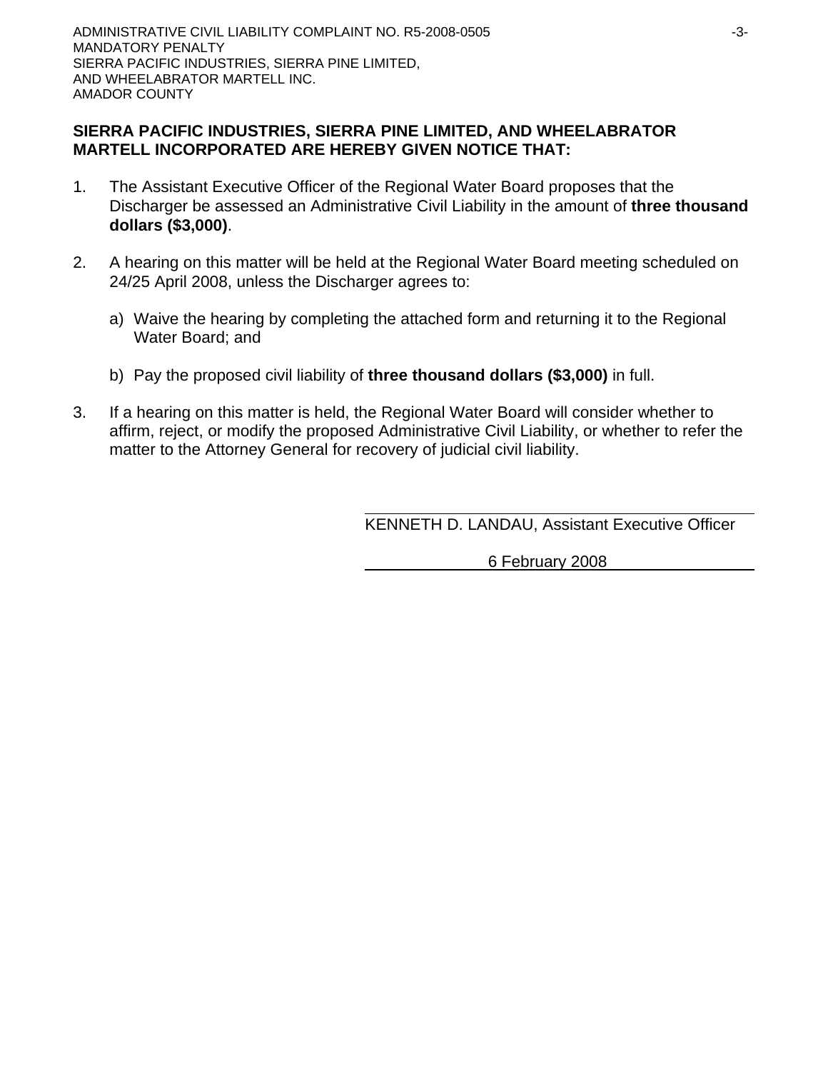**SIERRA PACIFIC INDUSTRIES, SIERRA PINE LIMITED, AND WHEELABRATOR MARTELL INCORPORATED ARE HEREBY GIVEN NOTICE THAT:**

1. The Assistant Executive Officer of the Regional Water Board proposes that the Discharger be assessed an Administrative Civil Liability in the amount of **three thousand dollars ($3,000)**.

2. A hearing on this matter will be held at the Regional Water Board meeting scheduled on 24/25 April 2008, unless the Discharger agrees to:

   a) Waive the hearing by completing the attached form and returning it to the Regional Water Board; and

   b) Pay the proposed civil liability of **three thousand dollars ($3,000)** in full.

3. If a hearing on this matter is held, the Regional Water Board will consider whether to affirm, reject, or modify the proposed Administrative Civil Liability, or whether to refer the matter to the Attorney General for recovery of judicial civil liability.

KENNETH D. LANDAU, Assistant Executive Officer

6 February 2008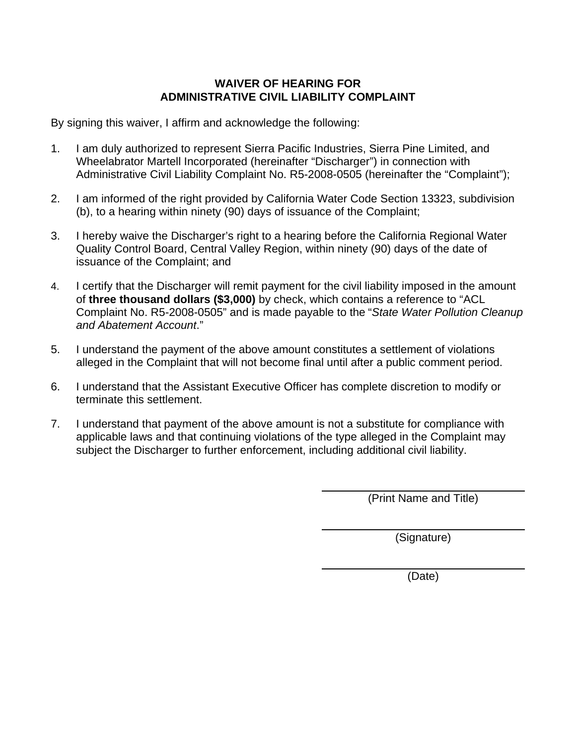# WAIVER OF HEARING FOR ADMINISTRATIVE CIVIL LIABILITY COMPLAINT

By signing this waiver, I affirm and acknowledge the following:

1. I am duly authorized to represent Sierra Pacific Industries, Sierra Pine Limited, and Wheelabrator Martell Incorporated (hereinafter "Discharger") in connection with Administrative Civil Liability Complaint No. R5-2008-0505 (hereinafter the "Complaint");

2. I am informed of the right provided by California Water Code Section 13323, subdivision (b), to a hearing within ninety (90) days of issuance of the Complaint;

3. I hereby waive the Discharger's right to a hearing before the California Regional Water Quality Control Board, Central Valley Region, within ninety (90) days of the date of issuance of the Complaint; and

4. I certify that the Discharger will remit payment for the civil liability imposed in the amount of **three thousand dollars ($3,000)** by check, which contains a reference to "ACL Complaint No. R5-2008-0505" and is made payable to the "*State Water Pollution Cleanup and Abatement Account*."

5. I understand the payment of the above amount constitutes a settlement of violations alleged in the Complaint that will not become final until after a public comment period.

6. I understand that the Assistant Executive Officer has complete discretion to modify or terminate this settlement.

7. I understand that payment of the above amount is not a substitute for compliance with applicable laws and that continuing violations of the type alleged in the Complaint may subject the Discharger to further enforcement, including additional civil liability.

\_\_\_\_\_\_\_\_\_\_\_\_\_\_\_\_\_\_\_\_\_\_\_\_\_\_\_\_\_\_
(Print Name and Title)

\_\_\_\_\_\_\_\_\_\_\_\_\_\_\_\_\_\_\_\_\_\_\_\_\_\_\_\_\_\_
(Signature)

\_\_\_\_\_\_\_\_\_\_\_\_\_\_\_\_\_\_\_\_\_\_\_\_\_\_\_\_\_\_
(Date)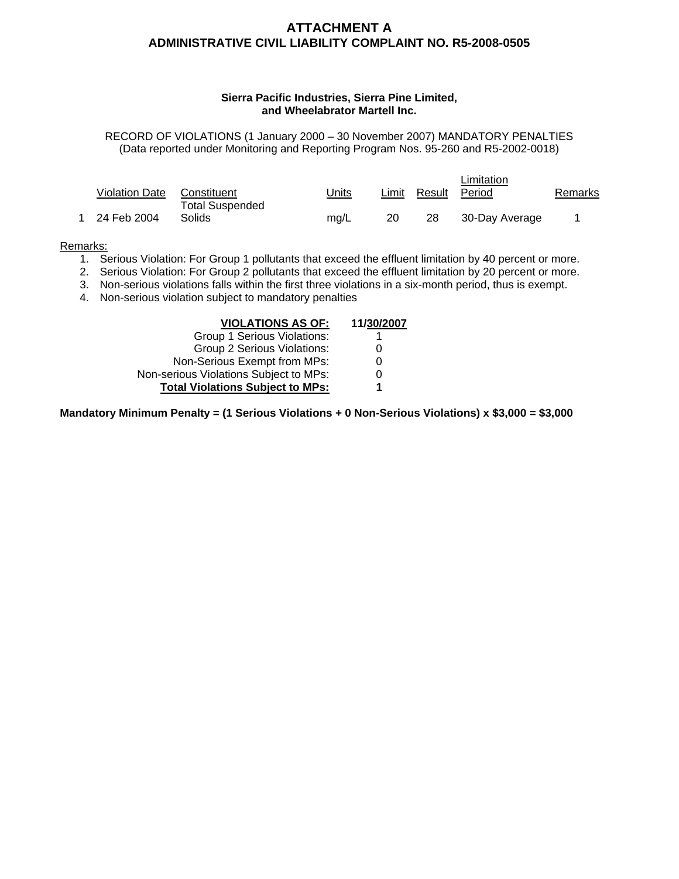# ATTACHMENT A
## ADMINISTRATIVE CIVIL LIABILITY COMPLAINT NO. R5-2008-0505

**Sierra Pacific Industries, Sierra Pine Limited, and Wheelabrator Martell Inc.**

RECORD OF VIOLATIONS (1 January 2000 – 30 November 2007) MANDATORY PENALTIES
(Data reported under Monitoring and Reporting Program Nos. 95-260 and R5-2002-0018)

| | Violation Date | Constituent | Units | Limit | Result | Limitation Period | Remarks |
|---|---|---|---|---|---|---|---|
| 1 | 24 Feb 2004 | Total Suspended Solids | mg/L | 20 | 28 | 30-Day Average | 1 |

Remarks:

1. Serious Violation: For Group 1 pollutants that exceed the effluent limitation by 40 percent or more.
2. Serious Violation: For Group 2 pollutants that exceed the effluent limitation by 20 percent or more.
3. Non-serious violations falls within the first three violations in a six-month period, thus is exempt.
4. Non-serious violation subject to mandatory penalties

| **VIOLATIONS AS OF:** | **11/30/2007** |
|---|---|
| Group 1 Serious Violations: | 1 |
| Group 2 Serious Violations: | 0 |
| Non-Serious Exempt from MPs: | 0 |
| Non-serious Violations Subject to MPs: | 0 |
| **Total Violations Subject to MPs:** | **1** |

**Mandatory Minimum Penalty = (1 Serious Violations + 0 Non-Serious Violations) x $3,000 = $3,000**